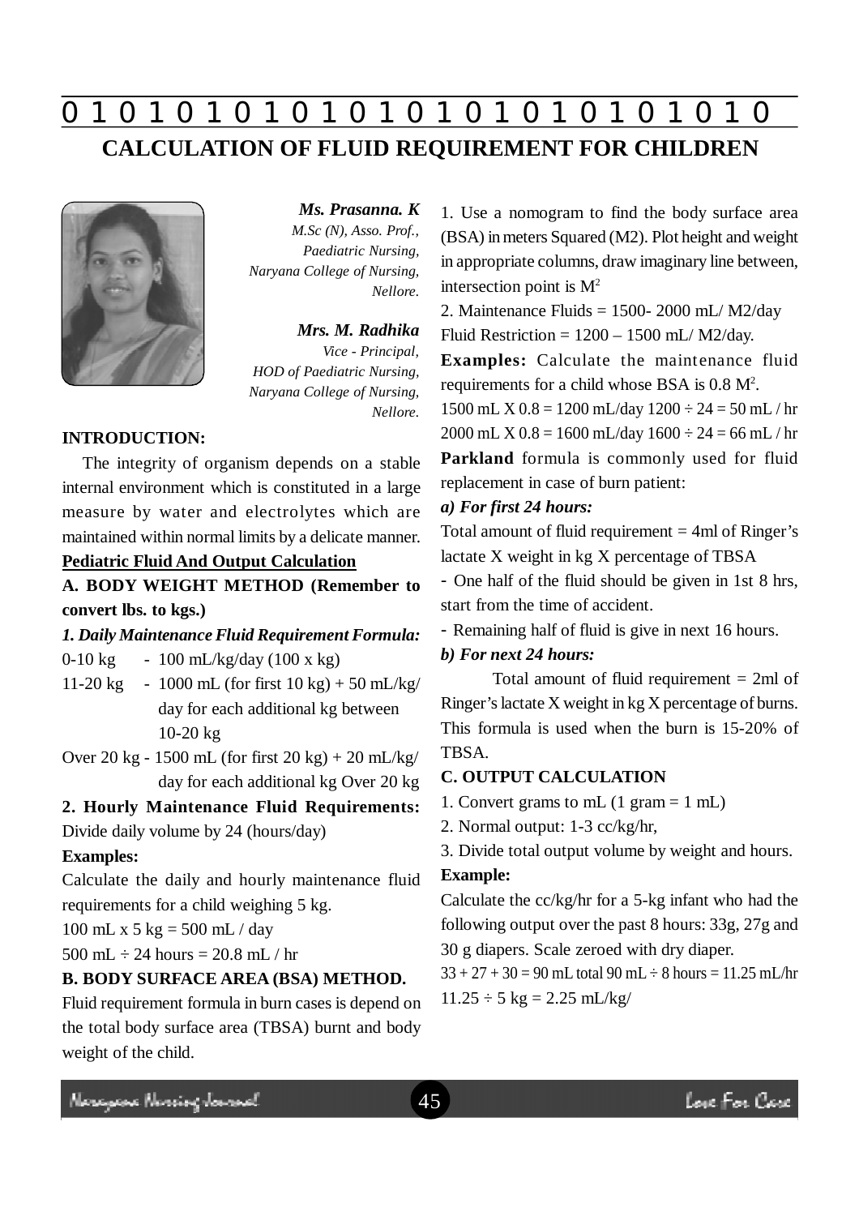# CALCULATION OF FLUID REQUIREMENT FOR CHILDREN

***Ms. Prasanna. K***
*M.Sc (N), Asso. Prof., Paediatric Nursing, Naryana College of Nursing, Nellore.*

***Mrs. M. Radhika***
*Vice - Principal, HOD of Paediatric Nursing, Naryana College of Nursing, Nellore.*

**INTRODUCTION:**

The integrity of organism depends on a stable internal environment which is constituted in a large measure by water and electrolytes which are maintained within normal limits by a delicate manner.

**Pediatric Fluid And Output Calculation**

**A. BODY WEIGHT METHOD (Remember to convert lbs. to kgs.)**

***1. Daily Maintenance Fluid Requirement Formula:***

0-10 kg - 100 mL/kg/day (100 x kg)

11-20 kg - 1000 mL (for first 10 kg) + 50 mL/kg/day for each additional kg between 10-20 kg

Over 20 kg - 1500 mL (for first 20 kg) + 20 mL/kg/day for each additional kg Over 20 kg

**2. Hourly Maintenance Fluid Requirements:** Divide daily volume by 24 (hours/day)

**Examples:**

Calculate the daily and hourly maintenance fluid requirements for a child weighing 5 kg.

100 mL x 5 kg = 500 mL / day

500 mL ÷ 24 hours = 20.8 mL / hr

**B. BODY SURFACE AREA (BSA) METHOD.**

Fluid requirement formula in burn cases is depend on the total body surface area (TBSA) burnt and body weight of the child.

1. Use a nomogram to find the body surface area (BSA) in meters Squared (M2). Plot height and weight in appropriate columns, draw imaginary line between, intersection point is $M^2$

2. Maintenance Fluids = 1500- 2000 mL/ M2/day

Fluid Restriction = 1200 – 1500 mL/ M2/day.

**Examples:** Calculate the maintenance fluid requirements for a child whose BSA is 0.8 $M^2$.

1500 mL X 0.8 = 1200 mL/day 1200 ÷ 24 = 50 mL / hr

2000 mL X 0.8 = 1600 mL/day 1600 ÷ 24 = 66 mL / hr

**Parkland** formula is commonly used for fluid replacement in case of burn patient:

***a) For first 24 hours:***

Total amount of fluid requirement = 4ml of Ringer's lactate X weight in kg X percentage of TBSA

- One half of the fluid should be given in 1st 8 hrs, start from the time of accident.
- Remaining half of fluid is give in next 16 hours.

***b) For next 24 hours:***

Total amount of fluid requirement = 2ml of Ringer's lactate X weight in kg X percentage of burns. This formula is used when the burn is 15-20% of TBSA.

**C. OUTPUT CALCULATION**

1. Convert grams to mL (1 gram = 1 mL)
2. Normal output: 1-3 cc/kg/hr,
3. Divide total output volume by weight and hours.

**Example:**

Calculate the cc/kg/hr for a 5-kg infant who had the following output over the past 8 hours: 33g, 27g and 30 g diapers. Scale zeroed with dry diaper.

33 + 27 + 30 = 90 mL total 90 mL ÷ 8 hours = 11.25 mL/hr

11.25 ÷ 5 kg = 2.25 mL/kg/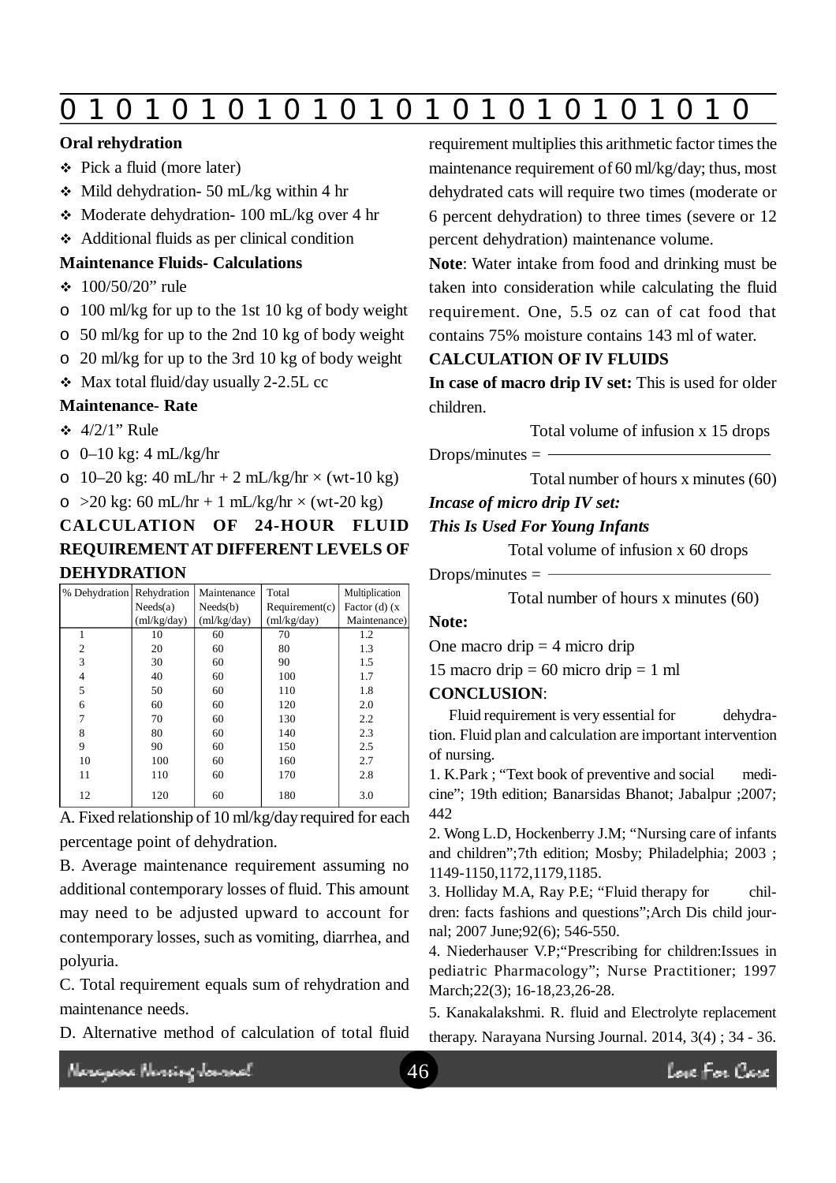**Oral rehydration**

- Pick a fluid (more later)
- Mild dehydration- 50 mL/kg within 4 hr
- Moderate dehydration- 100 mL/kg over 4 hr
- Additional fluids as per clinical condition

**Maintenance Fluids- Calculations**

- 100/50/20" rule
  - 100 ml/kg for up to the 1st 10 kg of body weight
  - 50 ml/kg for up to the 2nd 10 kg of body weight
  - 20 ml/kg for up to the 3rd 10 kg of body weight
- Max total fluid/day usually 2-2.5L cc

**Maintenance- Rate**

- 4/2/1" Rule
  - 0–10 kg: 4 mL/kg/hr
  - 10–20 kg: 40 mL/hr + 2 mL/kg/hr × (wt-10 kg)
  - >20 kg: 60 mL/hr + 1 mL/kg/hr × (wt-20 kg)

## CALCULATION OF 24-HOUR FLUID REQUIREMENT AT DIFFERENT LEVELS OF DEHYDRATION

| % Dehydration | Rehydration Needs(a) (ml/kg/day) | Maintenance Needs(b) (ml/kg/day) | Total Requirement(c) (ml/kg/day) | Multiplication Factor (d) (x Maintenance) |
|---|---|---|---|---|
| 1 | 10 | 60 | 70 | 1.2 |
| 2 | 20 | 60 | 80 | 1.3 |
| 3 | 30 | 60 | 90 | 1.5 |
| 4 | 40 | 60 | 100 | 1.7 |
| 5 | 50 | 60 | 110 | 1.8 |
| 6 | 60 | 60 | 120 | 2.0 |
| 7 | 70 | 60 | 130 | 2.2 |
| 8 | 80 | 60 | 140 | 2.3 |
| 9 | 90 | 60 | 150 | 2.5 |
| 10 | 100 | 60 | 160 | 2.7 |
| 11 | 110 | 60 | 170 | 2.8 |
| 12 | 120 | 60 | 180 | 3.0 |

A. Fixed relationship of 10 ml/kg/day required for each percentage point of dehydration.

B. Average maintenance requirement assuming no additional contemporary losses of fluid. This amount may need to be adjusted upward to account for contemporary losses, such as vomiting, diarrhea, and polyuria.

C. Total requirement equals sum of rehydration and maintenance needs.

D. Alternative method of calculation of total fluid requirement multiplies this arithmetic factor times the maintenance requirement of 60 ml/kg/day; thus, most dehydrated cats will require two times (moderate or 6 percent dehydration) to three times (severe or 12 percent dehydration) maintenance volume.

**Note**: Water intake from food and drinking must be taken into consideration while calculating the fluid requirement. One, 5.5 oz can of cat food that contains 75% moisture contains 143 ml of water.

**CALCULATION OF IV FLUIDS**

**In case of macro drip IV set:** This is used for older children.

$$\text{Drops/minutes} = \frac{\text{Total volume of infusion x 15 drops}}{\text{Total number of hours x minutes (60)}}$$

***Incase of micro drip IV set:***

***This Is Used For Young Infants***

$$\text{Drops/minutes} = \frac{\text{Total volume of infusion x 60 drops}}{\text{Total number of hours x minutes (60)}}$$

**Note:**

One macro drip = 4 micro drip

15 macro drip = 60 micro drip = 1 ml

**CONCLUSION**:

Fluid requirement is very essential for dehydration. Fluid plan and calculation are important intervention of nursing.

1. K.Park ; "Text book of preventive and social medicine"; 19th edition; Banarsidas Bhanot; Jabalpur ;2007; 442
2. Wong L.D, Hockenberry J.M; "Nursing care of infants and children";7th edition; Mosby; Philadelphia; 2003 ; 1149-1150,1172,1179,1185.
3. Holliday M.A, Ray P.E; "Fluid therapy for children: facts fashions and questions";Arch Dis child journal; 2007 June;92(6); 546-550.
4. Niederhauser V.P;"Prescribing for children:Issues in pediatric Pharmacology"; Nurse Practitioner; 1997 March;22(3); 16-18,23,26-28.
5. Kanakalakshmi. R. fluid and Electrolyte replacement therapy. Narayana Nursing Journal. 2014, 3(4) ; 34 - 36.